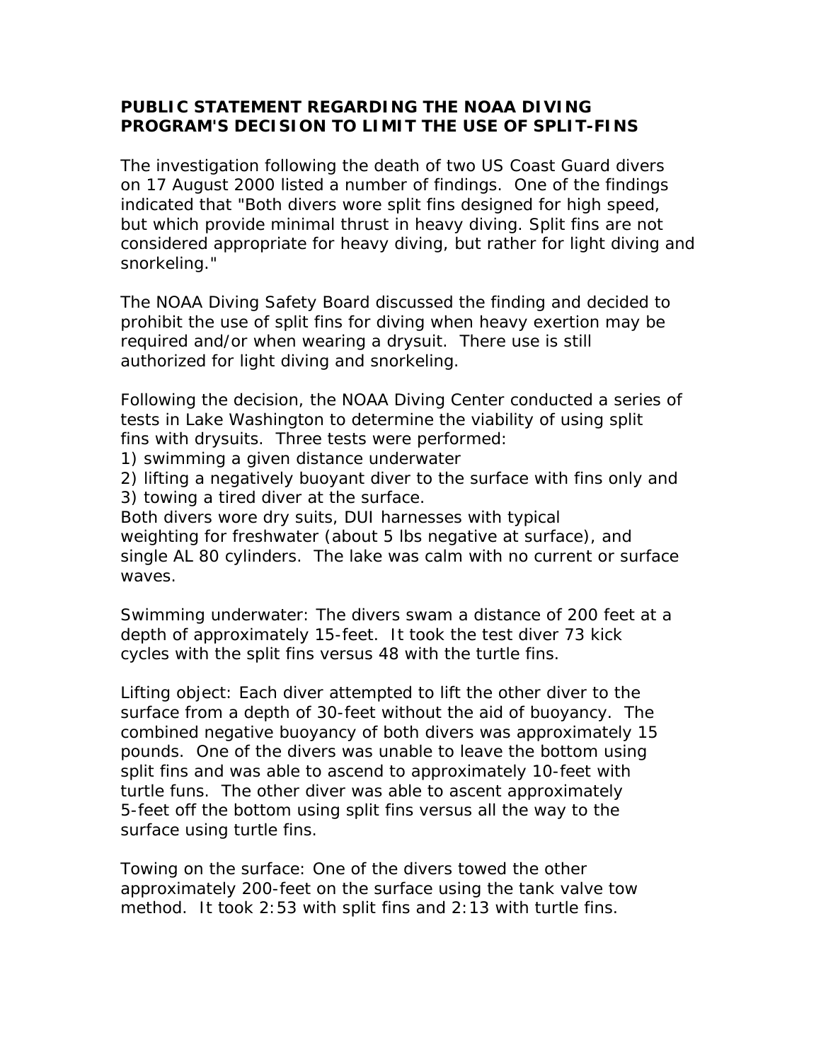**PUBLIC STATEMENT REGARDING THE NOAA DIVING PROGRAM'S DECISION TO LIMIT THE USE OF SPLIT-FINS**

The investigation following the death of two US Coast Guard divers on 17 August 2000 listed a number of findings. One of the findings indicated that "Both divers wore split fins designed for high speed, but which provide minimal thrust in heavy diving. Split fins are not considered appropriate for heavy diving, but rather for light diving and snorkeling."

The NOAA Diving Safety Board discussed the finding and decided to prohibit the use of split fins for diving when heavy exertion may be required and/or when wearing a drysuit. There use is still authorized for light diving and snorkeling.

Following the decision, the NOAA Diving Center conducted a series of tests in Lake Washington to determine the viability of using split fins with drysuits. Three tests were performed:
1) swimming a given distance underwater
2) lifting a negatively buoyant diver to the surface with fins only and
3) towing a tired diver at the surface.

Both divers wore dry suits, DUI harnesses with typical weighting for freshwater (about 5 lbs negative at surface), and single AL 80 cylinders. The lake was calm with no current or surface waves.

Swimming underwater: The divers swam a distance of 200 feet at a depth of approximately 15-feet. It took the test diver 73 kick cycles with the split fins versus 48 with the turtle fins.

Lifting object: Each diver attempted to lift the other diver to the surface from a depth of 30-feet without the aid of buoyancy. The combined negative buoyancy of both divers was approximately 15 pounds. One of the divers was unable to leave the bottom using split fins and was able to ascend to approximately 10-feet with turtle funs. The other diver was able to ascent approximately 5-feet off the bottom using split fins versus all the way to the surface using turtle fins.

Towing on the surface: One of the divers towed the other approximately 200-feet on the surface using the tank valve tow method. It took 2:53 with split fins and 2:13 with turtle fins.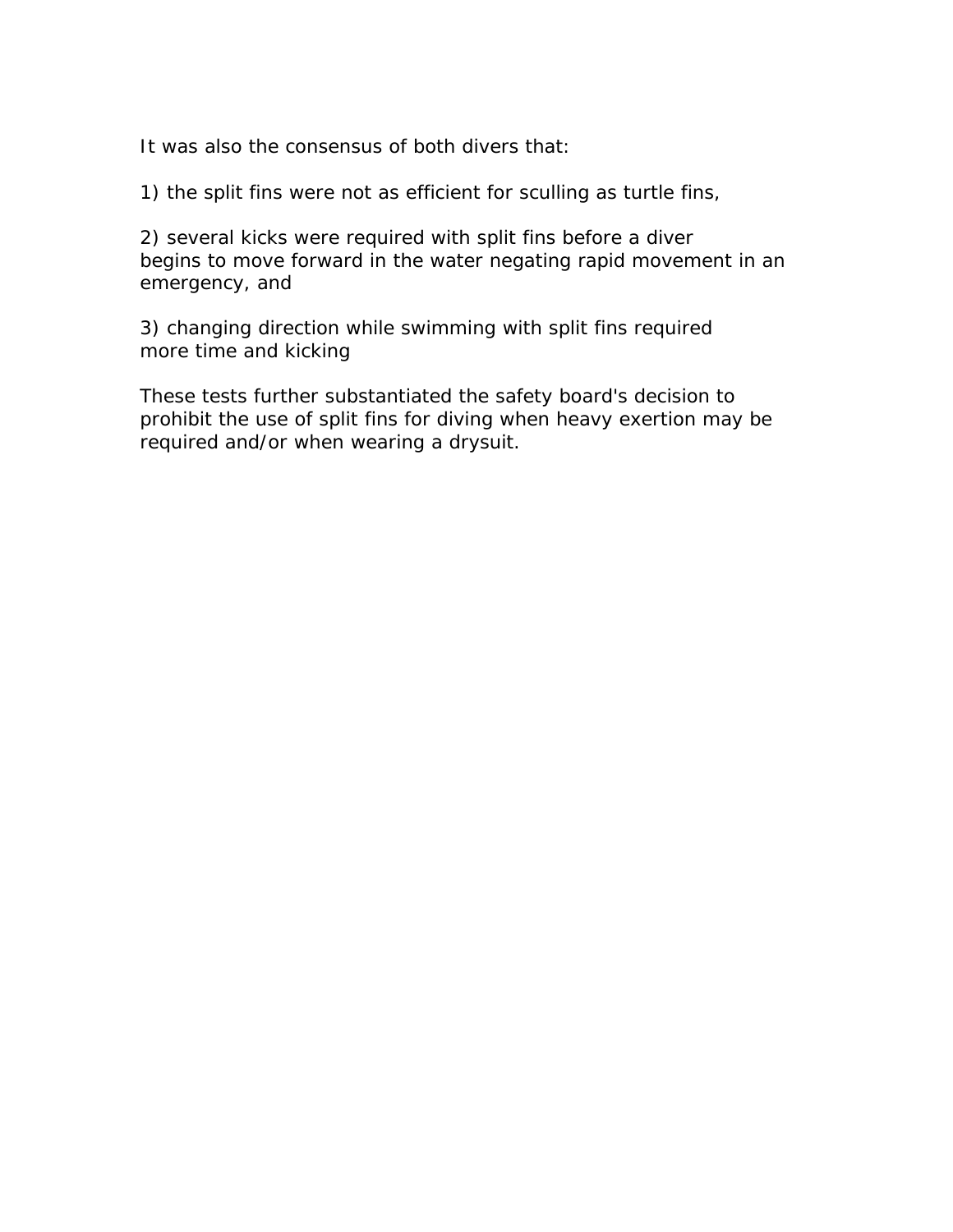It was also the consensus of both divers that:

1) the split fins were not as efficient for sculling as turtle fins,

2) several kicks were required with split fins before a diver begins to move forward in the water negating rapid movement in an emergency, and

3) changing direction while swimming with split fins required more time and kicking

These tests further substantiated the safety board's decision to prohibit the use of split fins for diving when heavy exertion may be required and/or when wearing a drysuit.